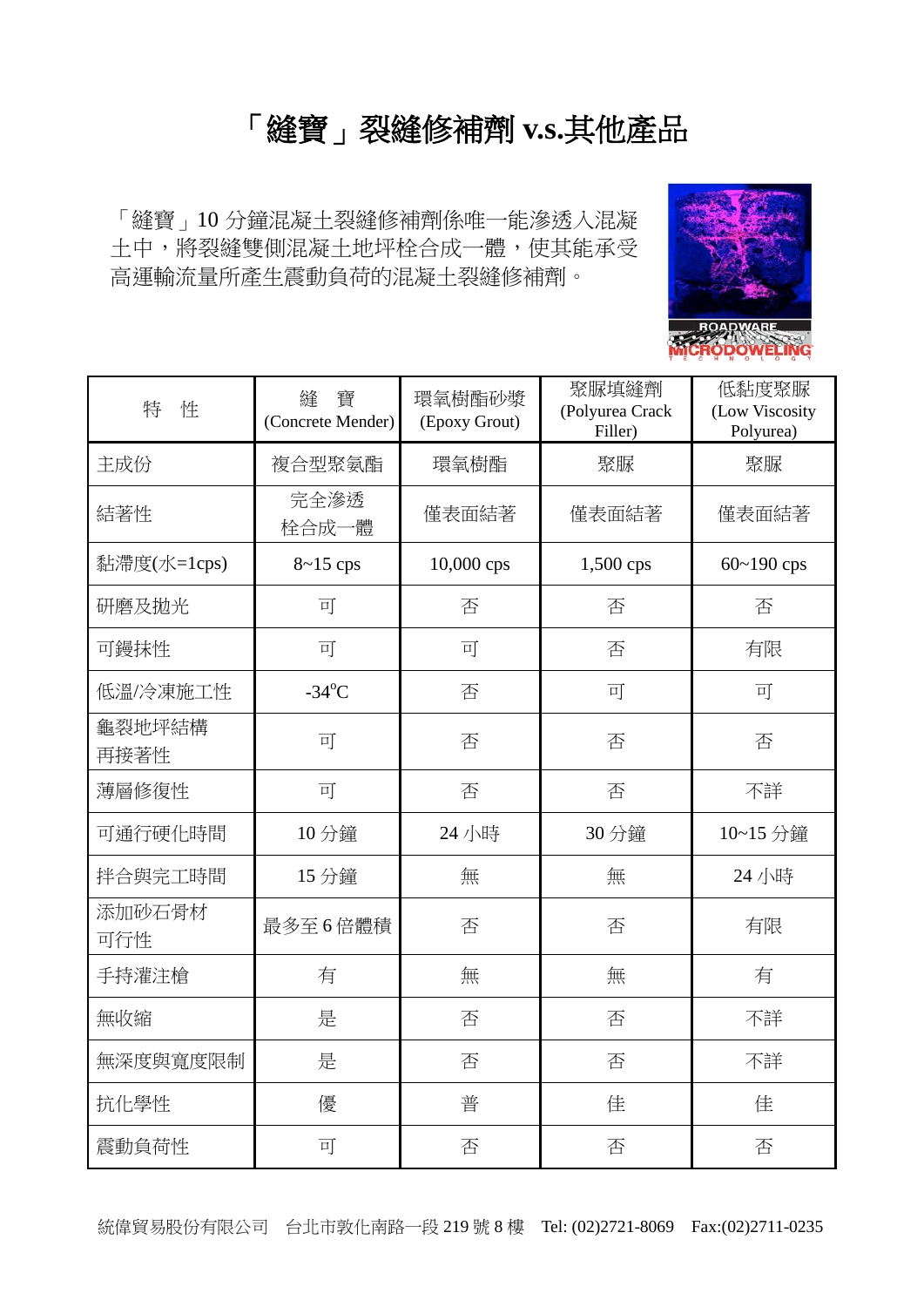# 「縫寶」裂縫修補劑 v.s.其他產品

「縫寶」10 分鐘混凝土裂縫修補劑係唯一能滲透入混凝土中，將裂縫雙側混凝土地坪栓合成一體，使其能承受高運輸流量所產生震動負荷的混凝土裂縫修補劑。

| 特　性 | 縫　寶 (Concrete Mender) | 環氧樹酯砂漿 (Epoxy Grout) | 聚脲填縫劑 (Polyurea Crack Filler) | 低黏度聚脲 (Low Viscosity Polyurea) |
|---|---|---|---|---|
| 主成份 | 複合型聚氨酯 | 環氧樹酯 | 聚脲 | 聚脲 |
| 結著性 | 完全滲透 栓合成一體 | 僅表面結著 | 僅表面結著 | 僅表面結著 |
| 黏滯度(水=1cps) | 8~15 cps | 10,000 cps | 1,500 cps | 60~190 cps |
| 研磨及拋光 | 可 | 否 | 否 | 否 |
| 可鏝抹性 | 可 | 可 | 否 | 有限 |
| 低溫/冷凍施工性 | -34°C | 否 | 可 | 可 |
| 龜裂地坪結構再接著性 | 可 | 否 | 否 | 否 |
| 薄層修復性 | 可 | 否 | 否 | 不詳 |
| 可通行硬化時間 | 10 分鐘 | 24 小時 | 30 分鐘 | 10~15 分鐘 |
| 拌合與完工時間 | 15 分鐘 | 無 | 無 | 24 小時 |
| 添加砂石骨材可行性 | 最多至 6 倍體積 | 否 | 否 | 有限 |
| 手持灌注槍 | 有 | 無 | 無 | 有 |
| 無收縮 | 是 | 否 | 否 | 不詳 |
| 無深度與寬度限制 | 是 | 否 | 否 | 不詳 |
| 抗化學性 | 優 | 普 | 佳 | 佳 |
| 震動負荷性 | 可 | 否 | 否 | 否 |

統偉貿易股份有限公司　台北市敦化南路一段 219 號 8 樓　Tel: (02)2721-8069　Fax:(02)2711-0235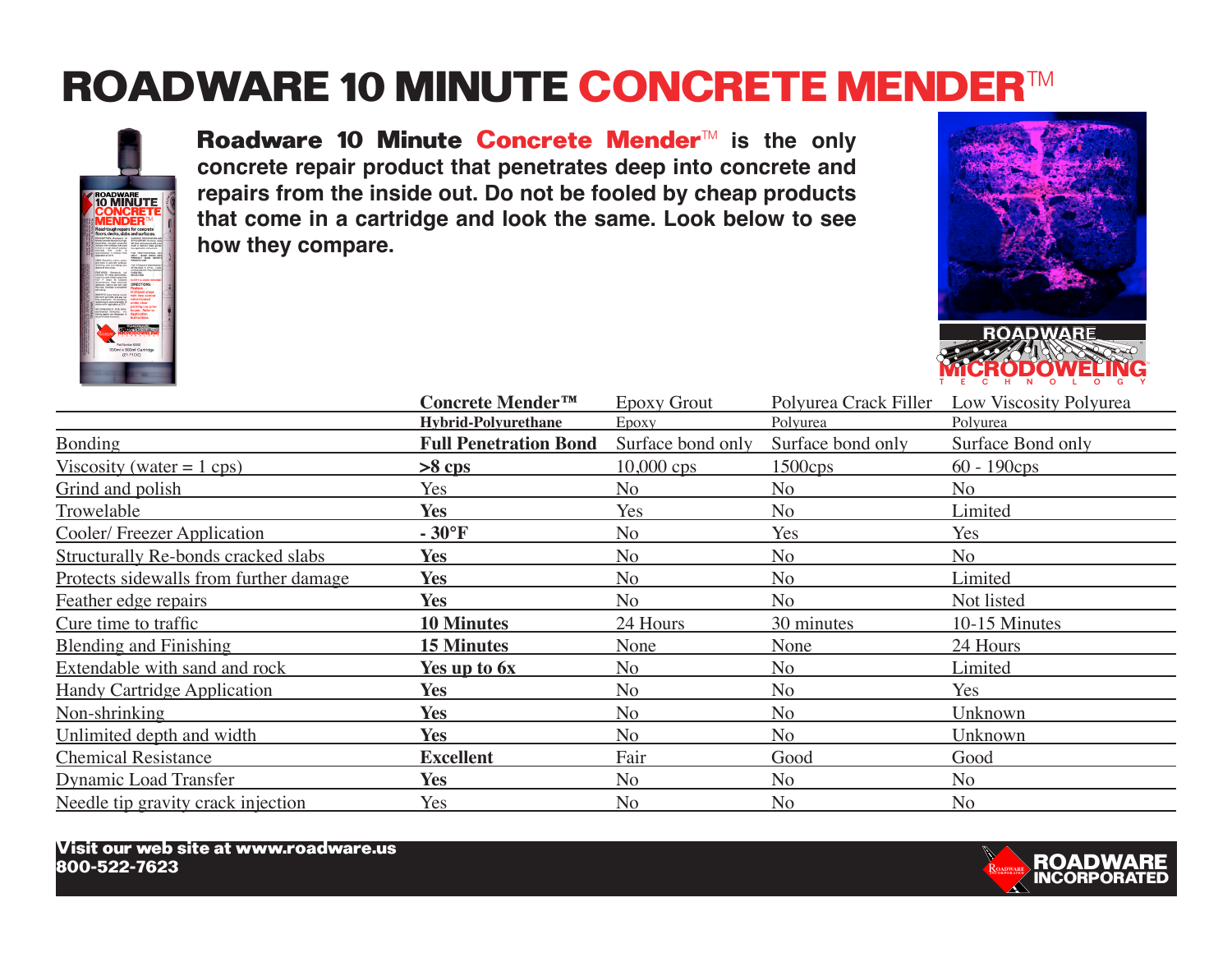# ROADWARE 10 MINUTE CONCRETE MENDER™

**Roadware 10 Minute Concrete Mender™ is the only concrete repair product that penetrates deep into concrete and repairs from the inside out. Do not be fooled by cheap products that come in a cartridge and look the same. Look below to see how they compare.**

| | Concrete Mender™ | Epoxy Grout | Polyurea Crack Filler | Low Viscosity Polyurea |
|---|---|---|---|---|
| | **Hybrid-Polyurethane** | Epoxy | Polyurea | Polyurea |
| Bonding | **Full Penetration Bond** | Surface bond only | Surface bond only | Surface Bond only |
| Viscosity (water = 1 cps) | **>8 cps** | 10,000 cps | 1500cps | 60 - 190cps |
| Grind and polish | Yes | No | No | No |
| Trowelable | **Yes** | Yes | No | Limited |
| Cooler/ Freezer Application | **- 30°F** | No | Yes | Yes |
| Structurally Re-bonds cracked slabs | **Yes** | No | No | No |
| Protects sidewalls from further damage | **Yes** | No | No | Limited |
| Feather edge repairs | **Yes** | No | No | Not listed |
| Cure time to traffic | **10 Minutes** | 24 Hours | 30 minutes | 10-15 Minutes |
| Blending and Finishing | **15 Minutes** | None | None | 24 Hours |
| Extendable with sand and rock | **Yes up to 6x** | No | No | Limited |
| Handy Cartridge Application | **Yes** | No | No | Yes |
| Non-shrinking | **Yes** | No | No | Unknown |
| Unlimited depth and width | **Yes** | No | No | Unknown |
| Chemical Resistance | **Excellent** | Fair | Good | Good |
| Dynamic Load Transfer | **Yes** | No | No | No |
| Needle tip gravity crack injection | Yes | No | No | No |

**Visit our web site at www.roadware.us**
**800-522-7623**

ROADWARE INCORPORATED